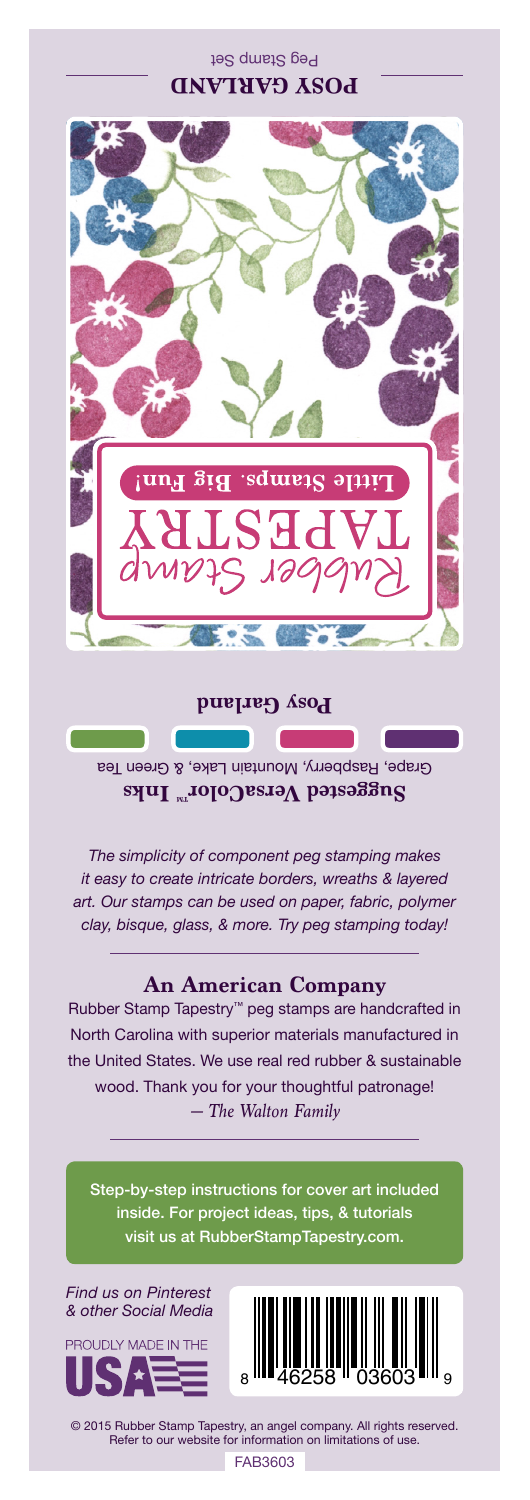# POSY GARLAND

Peg Stamp Set

Rubber Stamp TAPESTRY

Little Stamps. Big Fun!

**Posy Garland**

**Suggested VersaColor™ Inks**

Grape, Raspberry, Mountain Lake, & Green Tea

*The simplicity of component peg stamping makes it easy to create intricate borders, wreaths & layered art. Our stamps can be used on paper, fabric, polymer clay, bisque, glass, & more. Try peg stamping today!*

## An American Company

Rubber Stamp Tapestry™ peg stamps are handcrafted in North Carolina with superior materials manufactured in the United States. We use real red rubber & sustainable wood. Thank you for your thoughtful patronage!
*— The Walton Family*

Step-by-step instructions for cover art included inside. For project ideas, tips, & tutorials visit us at RubberStampTapestry.com.

*Find us on Pinterest & other Social Media*

PROUDLY MADE IN THE USA

8 46258 03603 9

© 2015 Rubber Stamp Tapestry, an angel company. All rights reserved. Refer to our website for information on limitations of use.

FAB3603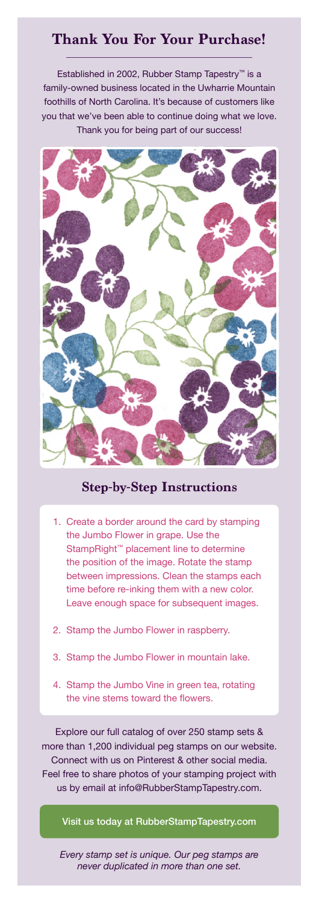## Thank You For Your Purchase!

Established in 2002, Rubber Stamp Tapestry™ is a family-owned business located in the Uwharrie Mountain foothills of North Carolina. It's because of customers like you that we've been able to continue doing what we love. Thank you for being part of our success!

## Step-by-Step Instructions

1. Create a border around the card by stamping the Jumbo Flower in grape. Use the StampRight™ placement line to determine the position of the image. Rotate the stamp between impressions. Clean the stamps each time before re-inking them with a new color. Leave enough space for subsequent images.
2. Stamp the Jumbo Flower in raspberry.
3. Stamp the Jumbo Flower in mountain lake.
4. Stamp the Jumbo Vine in green tea, rotating the vine stems toward the flowers.

Explore our full catalog of over 250 stamp sets & more than 1,200 individual peg stamps on our website. Connect with us on Pinterest & other social media. Feel free to share photos of your stamping project with us by email at info@RubberStampTapestry.com.

Visit us today at RubberStampTapestry.com

*Every stamp set is unique. Our peg stamps are never duplicated in more than one set.*